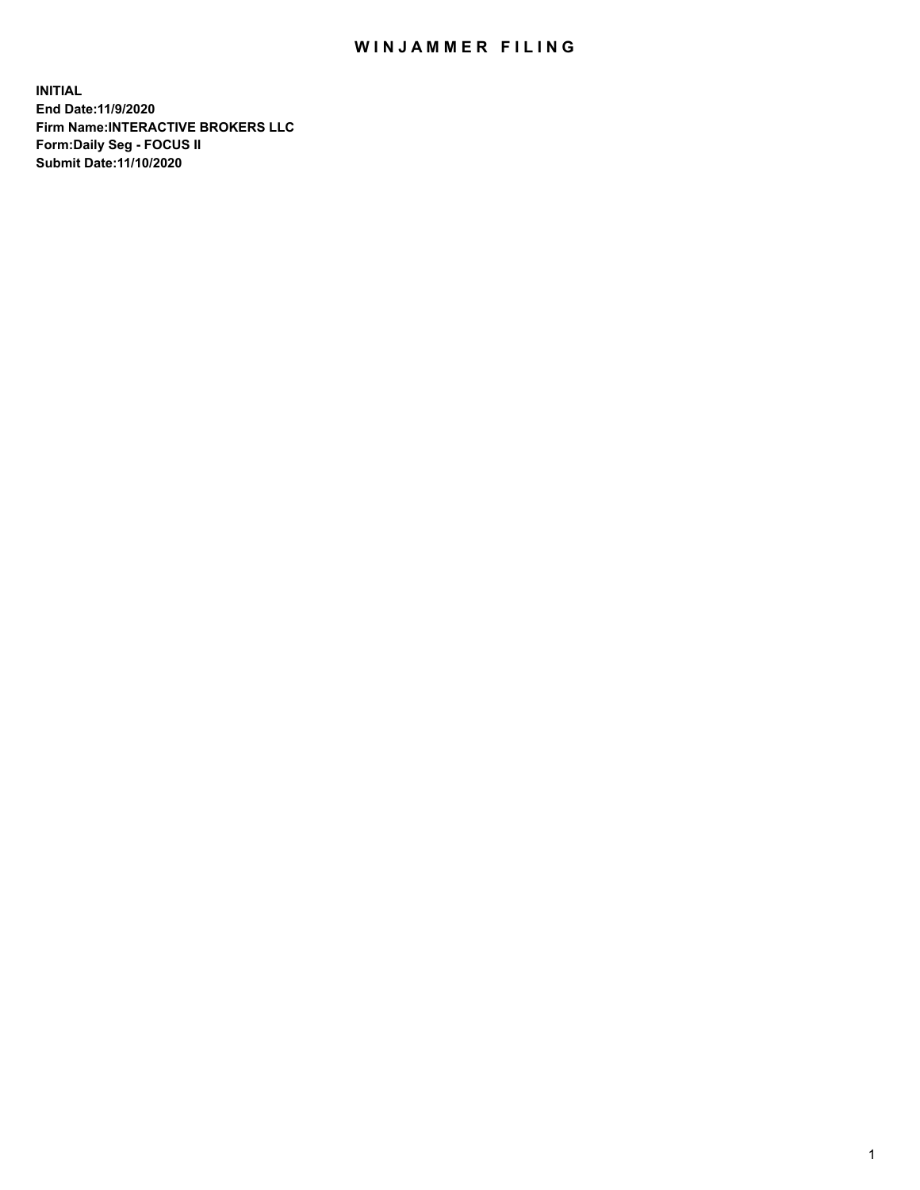# WINJAMMER FILING

**INITIAL**
**End Date:11/9/2020**
**Firm Name:INTERACTIVE BROKERS LLC**
**Form:Daily Seg - FOCUS II**
**Submit Date:11/10/2020**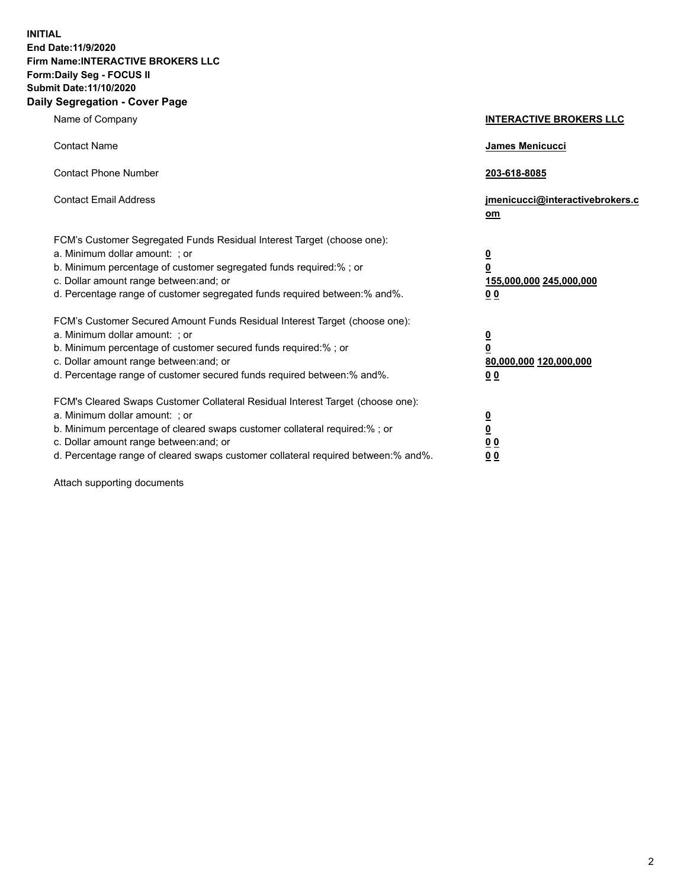**INITIAL**
**End Date:11/9/2020**
**Firm Name:INTERACTIVE BROKERS LLC**
**Form:Daily Seg - FOCUS II**
**Submit Date:11/10/2020**

**Daily Segregation - Cover Page**

| | |
|---|---|
| Name of Company | **INTERACTIVE BROKERS LLC** |
| Contact Name | **James Menicucci** |
| Contact Phone Number | **203-618-8085** |
| Contact Email Address | **jmenicucci@interactivebrokers.com** |
| FCM's Customer Segregated Funds Residual Interest Target (choose one): | |
| a. Minimum dollar amount: ; or | **0** |
| b. Minimum percentage of customer segregated funds required:% ; or | **0** |
| c. Dollar amount range between:and; or | **155,000,000 245,000,000** |
| d. Percentage range of customer segregated funds required between:% and%. | **0 0** |
| FCM's Customer Secured Amount Funds Residual Interest Target (choose one): | |
| a. Minimum dollar amount: ; or | **0** |
| b. Minimum percentage of customer secured funds required:% ; or | **0** |
| c. Dollar amount range between:and; or | **80,000,000 120,000,000** |
| d. Percentage range of customer secured funds required between:% and%. | **0 0** |
| FCM's Cleared Swaps Customer Collateral Residual Interest Target (choose one): | |
| a. Minimum dollar amount: ; or | **0** |
| b. Minimum percentage of cleared swaps customer collateral required:% ; or | **0** |
| c. Dollar amount range between:and; or | **0 0** |
| d. Percentage range of cleared swaps customer collateral required between:% and%. | **0 0** |

Attach supporting documents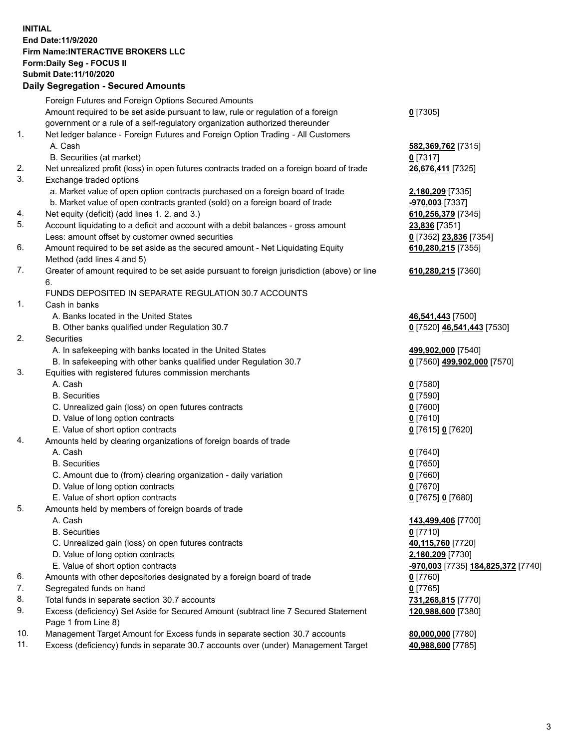**INITIAL**
**End Date:11/9/2020**
**Firm Name:INTERACTIVE BROKERS LLC**
**Form:Daily Seg - FOCUS II**
**Submit Date:11/10/2020**
**Daily Segregation - Secured Amounts**

| | | |
|---|---|---|
| | Foreign Futures and Foreign Options Secured Amounts | |
| | Amount required to be set aside pursuant to law, rule or regulation of a foreign government or a rule of a self-regulatory organization authorized thereunder | **0** [7305] |
| 1. | Net ledger balance - Foreign Futures and Foreign Option Trading - All Customers | |
| | A. Cash | **582,369,762** [7315] |
| | B. Securities (at market) | **0** [7317] |
| 2. | Net unrealized profit (loss) in open futures contracts traded on a foreign board of trade | **26,676,411** [7325] |
| 3. | Exchange traded options | |
| | a. Market value of open option contracts purchased on a foreign board of trade | **2,180,209** [7335] |
| | b. Market value of open contracts granted (sold) on a foreign board of trade | **-970,003** [7337] |
| 4. | Net equity (deficit) (add lines 1. 2. and 3.) | **610,256,379** [7345] |
| 5. | Account liquidating to a deficit and account with a debit balances - gross amount | **23,836** [7351] |
| | Less: amount offset by customer owned securities | **0** [7352] **23,836** [7354] |
| 6. | Amount required to be set aside as the secured amount - Net Liquidating Equity Method (add lines 4 and 5) | **610,280,215** [7355] |
| 7. | Greater of amount required to be set aside pursuant to foreign jurisdiction (above) or line 6. | **610,280,215** [7360] |
| | FUNDS DEPOSITED IN SEPARATE REGULATION 30.7 ACCOUNTS | |
| 1. | Cash in banks | |
| | A. Banks located in the United States | **46,541,443** [7500] |
| | B. Other banks qualified under Regulation 30.7 | **0** [7520] **46,541,443** [7530] |
| 2. | Securities | |
| | A. In safekeeping with banks located in the United States | **499,902,000** [7540] |
| | B. In safekeeping with other banks qualified under Regulation 30.7 | **0** [7560] **499,902,000** [7570] |
| 3. | Equities with registered futures commission merchants | |
| | A. Cash | **0** [7580] |
| | B. Securities | **0** [7590] |
| | C. Unrealized gain (loss) on open futures contracts | **0** [7600] |
| | D. Value of long option contracts | **0** [7610] |
| | E. Value of short option contracts | **0** [7615] **0** [7620] |
| 4. | Amounts held by clearing organizations of foreign boards of trade | |
| | A. Cash | **0** [7640] |
| | B. Securities | **0** [7650] |
| | C. Amount due to (from) clearing organization - daily variation | **0** [7660] |
| | D. Value of long option contracts | **0** [7670] |
| | E. Value of short option contracts | **0** [7675] **0** [7680] |
| 5. | Amounts held by members of foreign boards of trade | |
| | A. Cash | **143,499,406** [7700] |
| | B. Securities | **0** [7710] |
| | C. Unrealized gain (loss) on open futures contracts | **40,115,760** [7720] |
| | D. Value of long option contracts | **2,180,209** [7730] |
| | E. Value of short option contracts | **-970,003** [7735] **184,825,372** [7740] |
| 6. | Amounts with other depositories designated by a foreign board of trade | **0** [7760] |
| 7. | Segregated funds on hand | **0** [7765] |
| 8. | Total funds in separate section 30.7 accounts | **731,268,815** [7770] |
| 9. | Excess (deficiency) Set Aside for Secured Amount (subtract line 7 Secured Statement Page 1 from Line 8) | **120,988,600** [7380] |
| 10. | Management Target Amount for Excess funds in separate section 30.7 accounts | **80,000,000** [7780] |
| 11. | Excess (deficiency) funds in separate 30.7 accounts over (under) Management Target | **40,988,600** [7785] |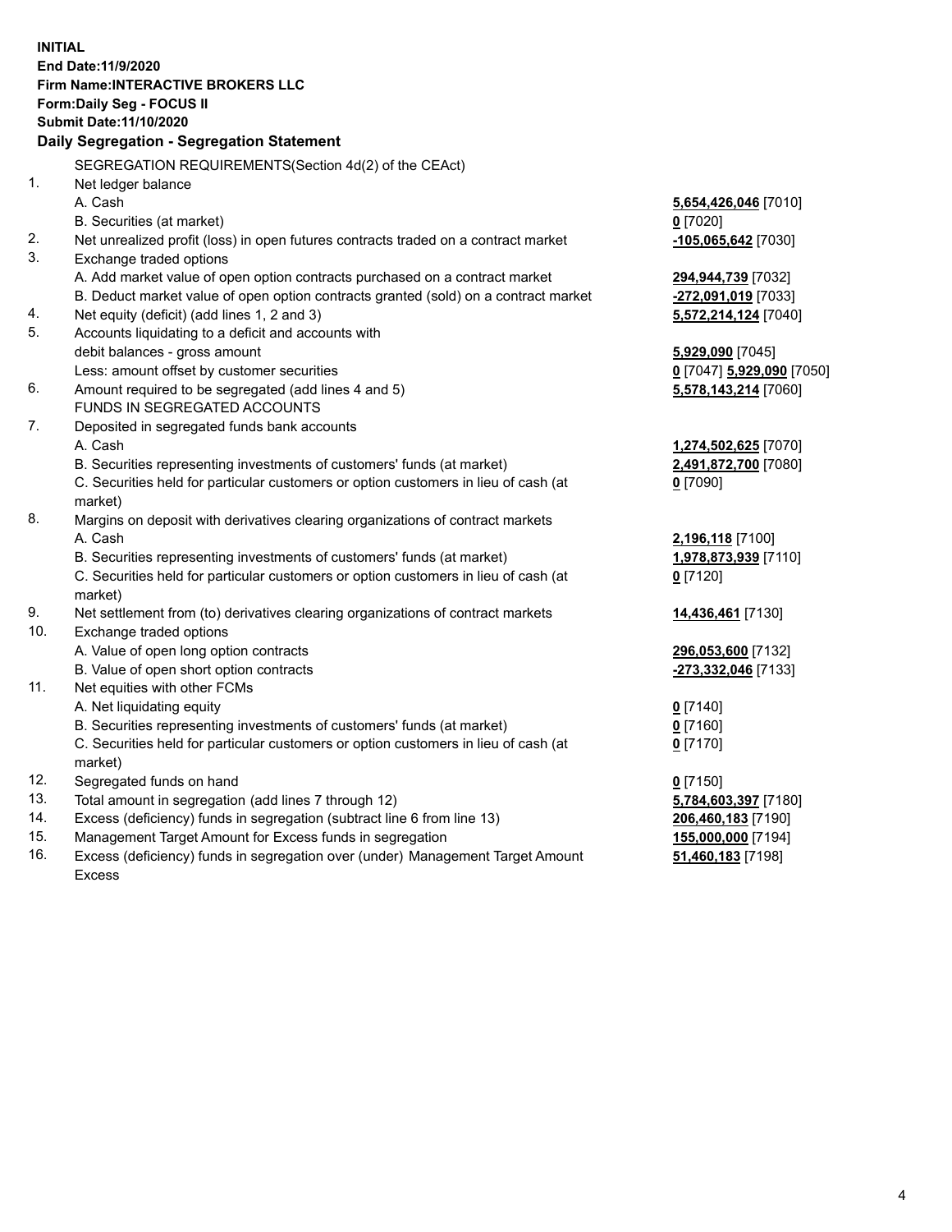**INITIAL**
**End Date:11/9/2020**
**Firm Name:INTERACTIVE BROKERS LLC**
**Form:Daily Seg - FOCUS II**
**Submit Date:11/10/2020**

### Daily Segregation - Segregation Statement

SEGREGATION REQUIREMENTS(Section 4d(2) of the CEAct)

| | | |
|---|---|---|
| 1. | Net ledger balance | |
| | A. Cash | **5,654,426,046** [7010] |
| | B. Securities (at market) | **0** [7020] |
| 2. | Net unrealized profit (loss) in open futures contracts traded on a contract market | **-105,065,642** [7030] |
| 3. | Exchange traded options | |
| | A. Add market value of open option contracts purchased on a contract market | **294,944,739** [7032] |
| | B. Deduct market value of open option contracts granted (sold) on a contract market | **-272,091,019** [7033] |
| 4. | Net equity (deficit) (add lines 1, 2 and 3) | **5,572,214,124** [7040] |
| 5. | Accounts liquidating to a deficit and accounts with debit balances - gross amount | **5,929,090** [7045] |
| | Less: amount offset by customer securities | **0** [7047] **5,929,090** [7050] |
| 6. | Amount required to be segregated (add lines 4 and 5) | **5,578,143,214** [7060] |
| | FUNDS IN SEGREGATED ACCOUNTS | |
| 7. | Deposited in segregated funds bank accounts | |
| | A. Cash | **1,274,502,625** [7070] |
| | B. Securities representing investments of customers' funds (at market) | **2,491,872,700** [7080] |
| | C. Securities held for particular customers or option customers in lieu of cash (at market) | **0** [7090] |
| 8. | Margins on deposit with derivatives clearing organizations of contract markets | |
| | A. Cash | **2,196,118** [7100] |
| | B. Securities representing investments of customers' funds (at market) | **1,978,873,939** [7110] |
| | C. Securities held for particular customers or option customers in lieu of cash (at market) | **0** [7120] |
| 9. | Net settlement from (to) derivatives clearing organizations of contract markets | **14,436,461** [7130] |
| 10. | Exchange traded options | |
| | A. Value of open long option contracts | **296,053,600** [7132] |
| | B. Value of open short option contracts | **-273,332,046** [7133] |
| 11. | Net equities with other FCMs | |
| | A. Net liquidating equity | **0** [7140] |
| | B. Securities representing investments of customers' funds (at market) | **0** [7160] |
| | C. Securities held for particular customers or option customers in lieu of cash (at market) | **0** [7170] |
| 12. | Segregated funds on hand | **0** [7150] |
| 13. | Total amount in segregation (add lines 7 through 12) | **5,784,603,397** [7180] |
| 14. | Excess (deficiency) funds in segregation (subtract line 6 from line 13) | **206,460,183** [7190] |
| 15. | Management Target Amount for Excess funds in segregation | **155,000,000** [7194] |
| 16. | Excess (deficiency) funds in segregation over (under) Management Target Amount Excess | **51,460,183** [7198] |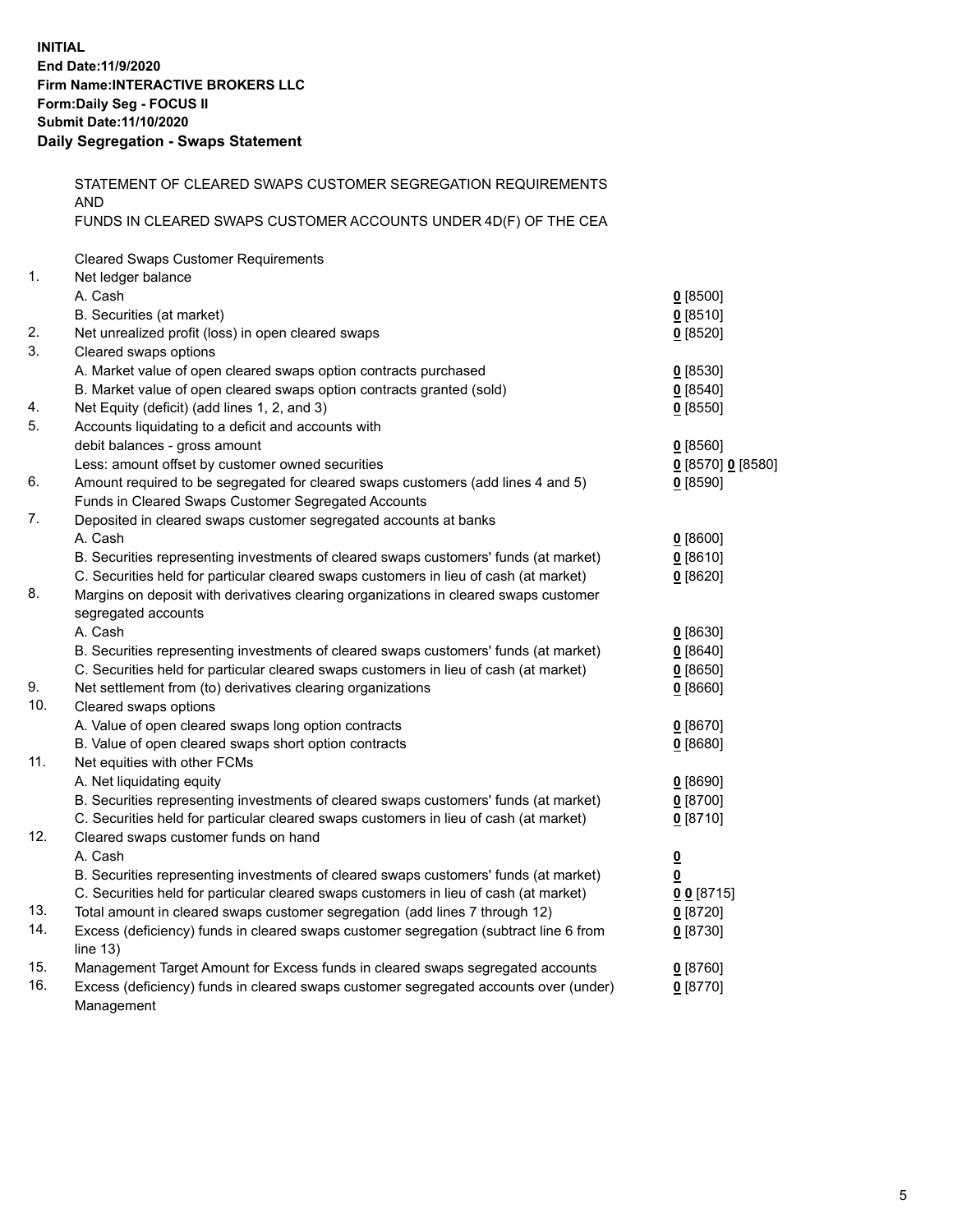**INITIAL**
**End Date:11/9/2020**
**Firm Name:INTERACTIVE BROKERS LLC**
**Form:Daily Seg - FOCUS II**
**Submit Date:11/10/2020**
**Daily Segregation - Swaps Statement**

STATEMENT OF CLEARED SWAPS CUSTOMER SEGREGATION REQUIREMENTS AND FUNDS IN CLEARED SWAPS CUSTOMER ACCOUNTS UNDER 4D(F) OF THE CEA

| | | |
|---|---|---|
| | Cleared Swaps Customer Requirements | |
| 1. | Net ledger balance | |
| | A. Cash | 0 [8500] |
| | B. Securities (at market) | 0 [8510] |
| 2. | Net unrealized profit (loss) in open cleared swaps | 0 [8520] |
| 3. | Cleared swaps options | |
| | A. Market value of open cleared swaps option contracts purchased | 0 [8530] |
| | B. Market value of open cleared swaps option contracts granted (sold) | 0 [8540] |
| 4. | Net Equity (deficit) (add lines 1, 2, and 3) | 0 [8550] |
| 5. | Accounts liquidating to a deficit and accounts with | |
| | debit balances - gross amount | 0 [8560] |
| | Less: amount offset by customer owned securities | 0 [8570] 0 [8580] |
| 6. | Amount required to be segregated for cleared swaps customers (add lines 4 and 5) | 0 [8590] |
| | Funds in Cleared Swaps Customer Segregated Accounts | |
| 7. | Deposited in cleared swaps customer segregated accounts at banks | |
| | A. Cash | 0 [8600] |
| | B. Securities representing investments of cleared swaps customers' funds (at market) | 0 [8610] |
| | C. Securities held for particular cleared swaps customers in lieu of cash (at market) | 0 [8620] |
| 8. | Margins on deposit with derivatives clearing organizations in cleared swaps customer segregated accounts | |
| | A. Cash | 0 [8630] |
| | B. Securities representing investments of cleared swaps customers' funds (at market) | 0 [8640] |
| | C. Securities held for particular cleared swaps customers in lieu of cash (at market) | 0 [8650] |
| 9. | Net settlement from (to) derivatives clearing organizations | 0 [8660] |
| 10. | Cleared swaps options | |
| | A. Value of open cleared swaps long option contracts | 0 [8670] |
| | B. Value of open cleared swaps short option contracts | 0 [8680] |
| 11. | Net equities with other FCMs | |
| | A. Net liquidating equity | 0 [8690] |
| | B. Securities representing investments of cleared swaps customers' funds (at market) | 0 [8700] |
| | C. Securities held for particular cleared swaps customers in lieu of cash (at market) | 0 [8710] |
| 12. | Cleared swaps customer funds on hand | |
| | A. Cash | 0 |
| | B. Securities representing investments of cleared swaps customers' funds (at market) | 0 |
| | C. Securities held for particular cleared swaps customers in lieu of cash (at market) | 0 0 [8715] |
| 13. | Total amount in cleared swaps customer segregation (add lines 7 through 12) | 0 [8720] |
| 14. | Excess (deficiency) funds in cleared swaps customer segregation (subtract line 6 from line 13) | 0 [8730] |
| 15. | Management Target Amount for Excess funds in cleared swaps segregated accounts | 0 [8760] |
| 16. | Excess (deficiency) funds in cleared swaps customer segregated accounts over (under) Management | 0 [8770] |